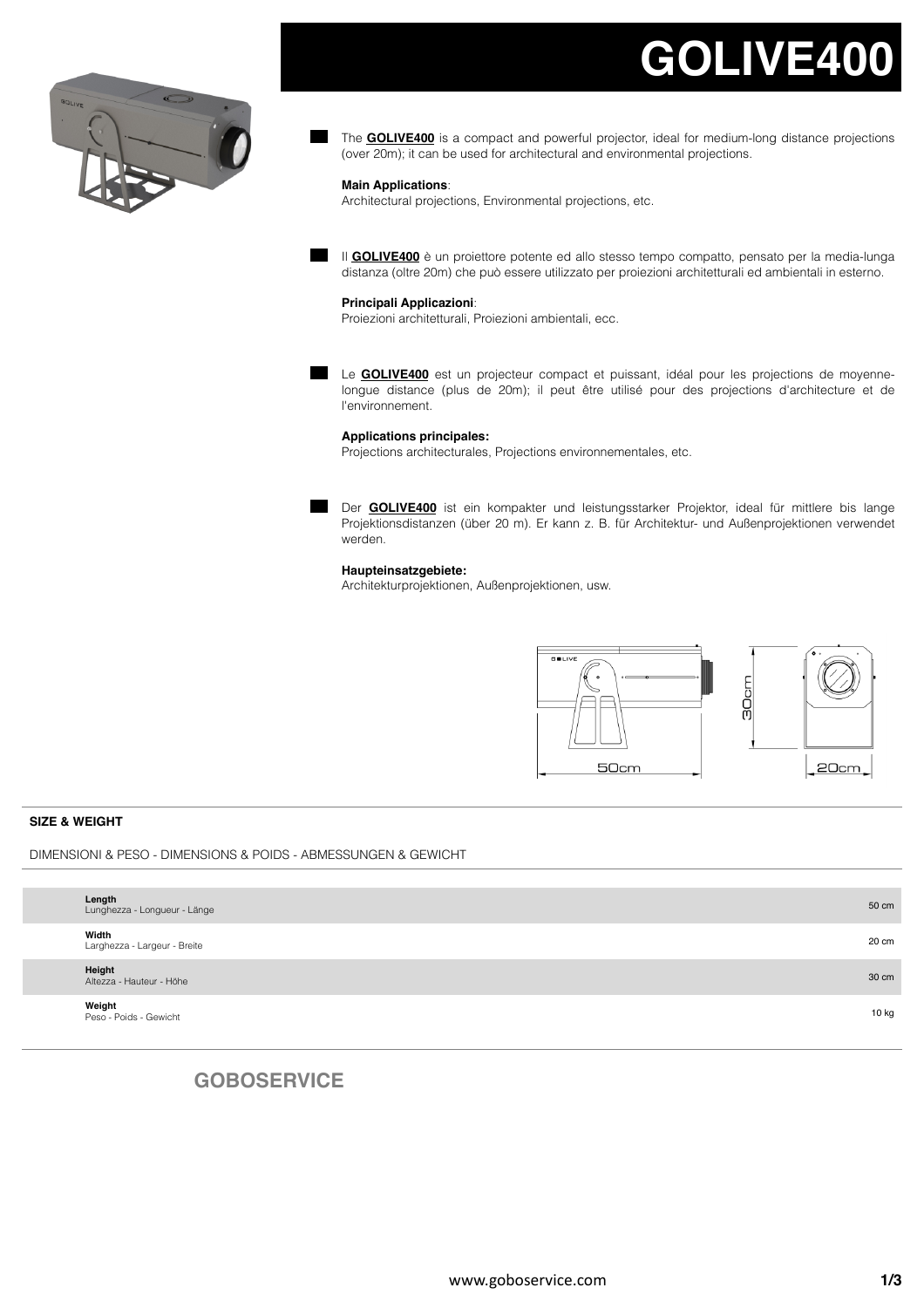# GOLIVE400

The **GOLIVE400** is a compact and powerful projector, ideal for medium-long distance projections (over 20m); it can be used for architectural and environmental projections.

**Main Applications**:
Architectural projections, Environmental projections, etc.

Il **GOLIVE400** è un proiettore potente ed allo stesso tempo compatto, pensato per la media-lunga distanza (oltre 20m) che può essere utilizzato per proiezioni architetturali ed ambientali in esterno.

**Principali Applicazioni**:
Proiezioni architetturali, Proiezioni ambientali, ecc.

Le **GOLIVE400** est un projecteur compact et puissant, idéal pour les projections de moyenne-longue distance (plus de 20m); il peut être utilisé pour des projections d'architecture et de l'environnement.

**Applications principales:**
Projections architecturales, Projections environnementales, etc.

Der **GOLIVE400** ist ein kompakter und leistungsstarker Projektor, ideal für mittlere bis lange Projektionsdistanzen (über 20 m). Er kann z. B. für Architektur- und Außenprojektionen verwendet werden.

**Haupteinsatzgebiete:**
Architekturprojektionen, Außenprojektionen, usw.

50cm

30cm

20cm

**SIZE & WEIGHT**

DIMENSIONI & PESO - DIMENSIONS & POIDS - ABMESSUNGEN & GEWICHT

| | |
|---|---|
| **Length**<br>Lunghezza - Longueur - Länge | 50 cm |
| **Width**<br>Larghezza - Largeur - Breite | 20 cm |
| **Height**<br>Altezza - Hauteur - Höhe | 30 cm |
| **Weight**<br>Peso - Poids - Gewicht | 10 kg |

**GOBOSERVICE**

www.goboservice.com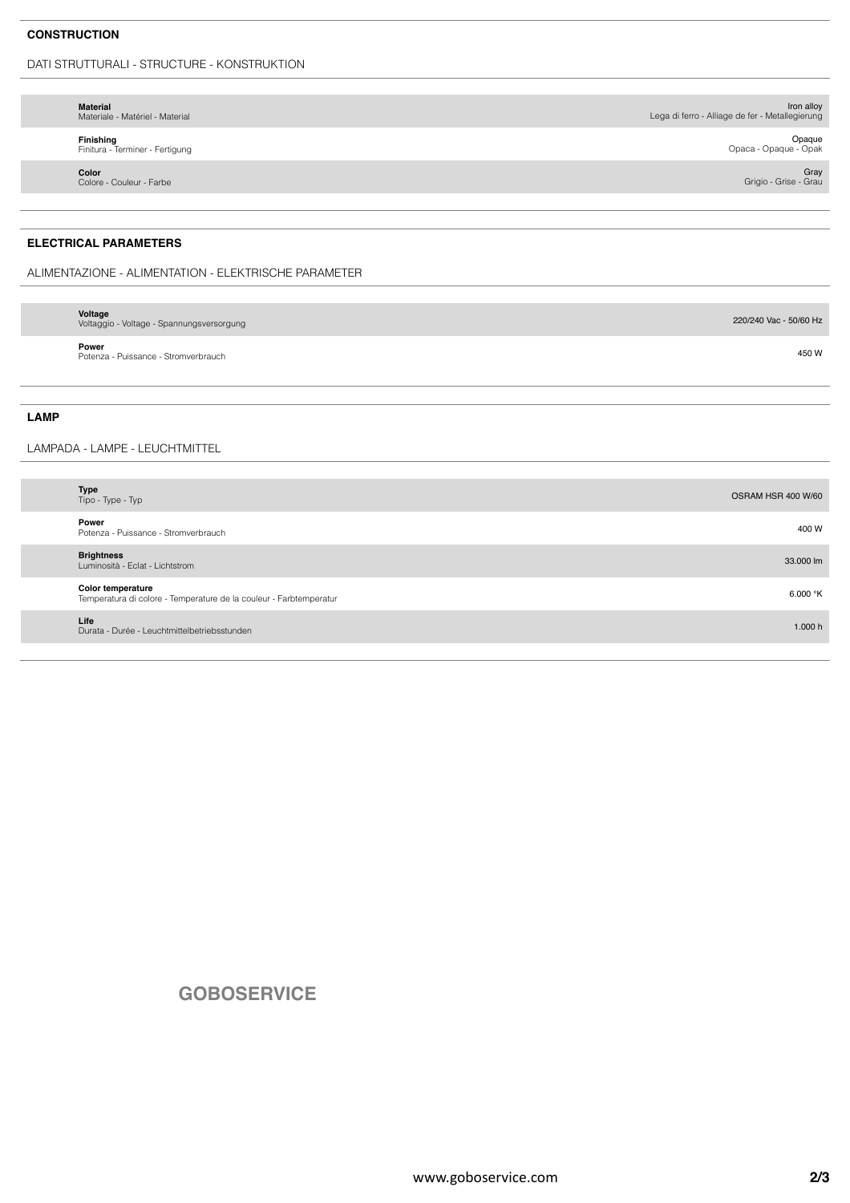## CONSTRUCTION

DATI STRUTTURALI - STRUCTURE - KONSTRUKTION

| | |
|---|---|
| **Material**<br>Materiale - Matériel - Material | Iron alloy<br>Lega di ferro - Alliage de fer - Metallegierung |
| **Finishing**<br>Finitura - Terminer - Fertigung | Opaque<br>Opaca - Opaque - Opak |
| **Color**<br>Colore - Couleur - Farbe | Gray<br>Grigio - Grise - Grau |

## ELECTRICAL PARAMETERS

ALIMENTAZIONE - ALIMENTATION - ELEKTRISCHE PARAMETER

| | |
|---|---|
| **Voltage**<br>Voltaggio - Voltage - Spannungsversorgung | 220/240 Vac - 50/60 Hz |
| **Power**<br>Potenza - Puissance - Stromverbrauch | 450 W |

## LAMP

LAMPADA - LAMPE - LEUCHTMITTEL

| | |
|---|---|
| **Type**<br>Tipo - Type - Typ | OSRAM HSR 400 W/60 |
| **Power**<br>Potenza - Puissance - Stromverbrauch | 400 W |
| **Brightness**<br>Luminosità - Eclat - Lichtstrom | 33.000 lm |
| **Color temperature**<br>Temperatura di colore - Temperature de la couleur - Farbtemperatur | 6.000 °K |
| **Life**<br>Durata - Durée - Leuchtmittelbetriebsstunden | 1.000 h |

**GOBOSERVICE**

www.goboservice.com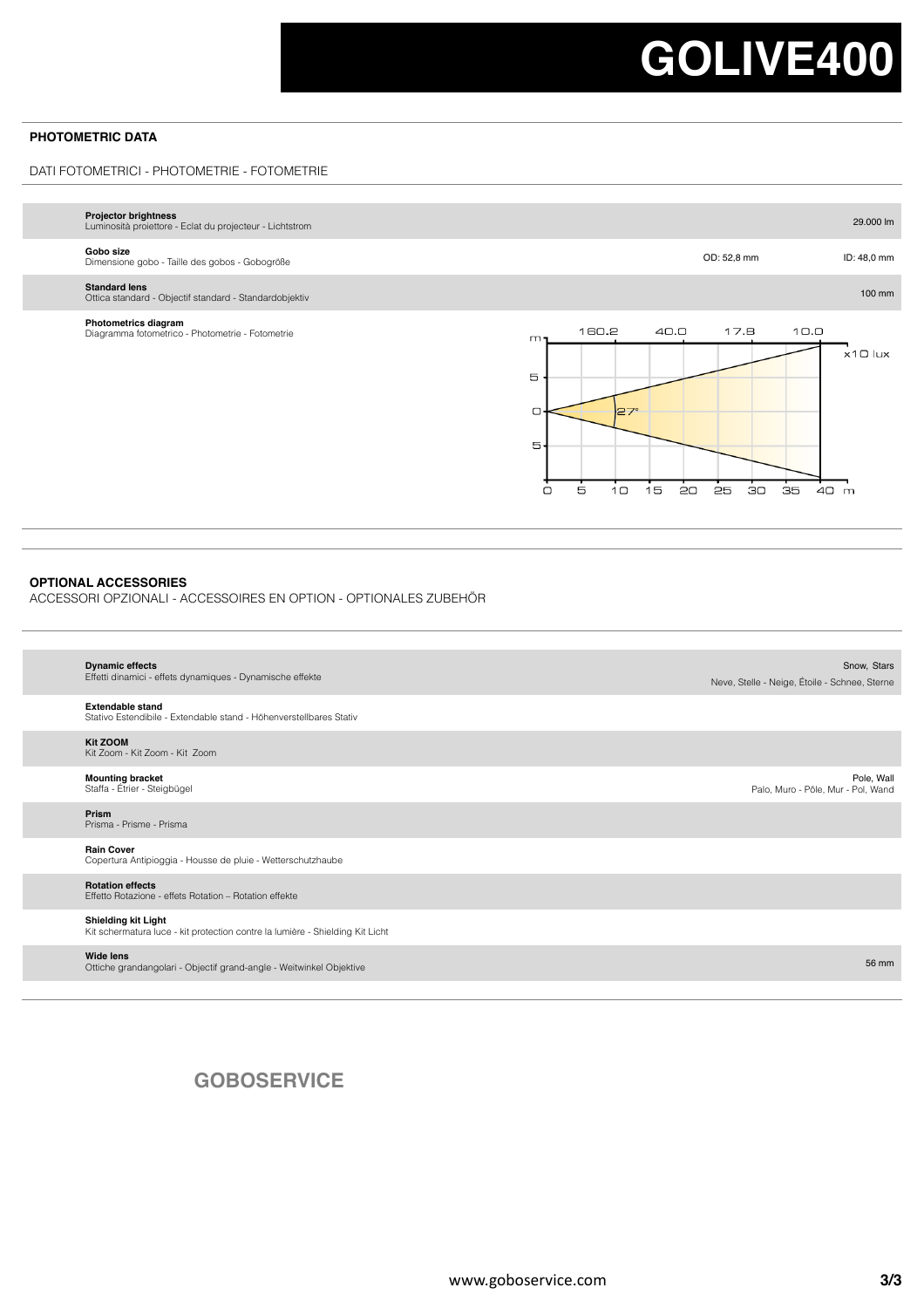// GOLIVE400

**PHOTOMETRIC DATA**

DATI FOTOMETRICI - PHOTOMETRIE - FOTOMETRIE

| | |
|---|---|
| **Projector brightness**<br>Luminosità proiettore - Eclat du projecteur - Lichtstrom | 29.000 lm |
| **Gobo size**<br>Dimensione gobo - Taille des gobos - Gobogröße | OD: 52,8 mm ID: 48,0 mm |
| **Standard lens**<br>Ottica standard - Objectif standard - Standardobjektiv | 100 mm |
| **Photometrics diagram**<br>Diagramma fotometrico - Photometrie - Fotometrie | |

m
160.2 40.0 17.8 10.0
x10 lux
5
0
27°
5
0 5 10 15 20 25 30 35 40 m

**OPTIONAL ACCESSORIES**

ACCESSORI OPZIONALI - ACCESSOIRES EN OPTION - OPTIONALES ZUBEHÖR

| | |
|---|---|
| **Dynamic effects**<br>Effetti dinamici - effets dynamiques - Dynamische effekte | Snow, Stars<br>Neve, Stelle - Neige, Étoile - Schnee, Sterne |
| **Extendable stand**<br>Stativo Estendibile - Extendable stand - Höhenverstellbares Stativ | |
| **Kit ZOOM**<br>Kit Zoom - Kit Zoom - Kit Zoom | |
| **Mounting bracket**<br>Staffa - Étrier - Steigbügel | Pole, Wall<br>Palo, Muro - Pôle, Mur - Pol, Wand |
| **Prism**<br>Prisma - Prisme - Prisma | |
| **Rain Cover**<br>Copertura Antipioggia - Housse de pluie - Wetterschutzhaube | |
| **Rotation effects**<br>Effetto Rotazione - effets Rotation – Rotation effekte | |
| **Shielding kit Light**<br>Kit schermatura luce - kit protection contre la lumière - Shielding Kit Licht | |
| **Wide lens**<br>Ottiche grandangolari - Objectif grand-angle - Weitwinkel Objektive | 56 mm |

**GOBOSERVICE**

www.goboservice.com